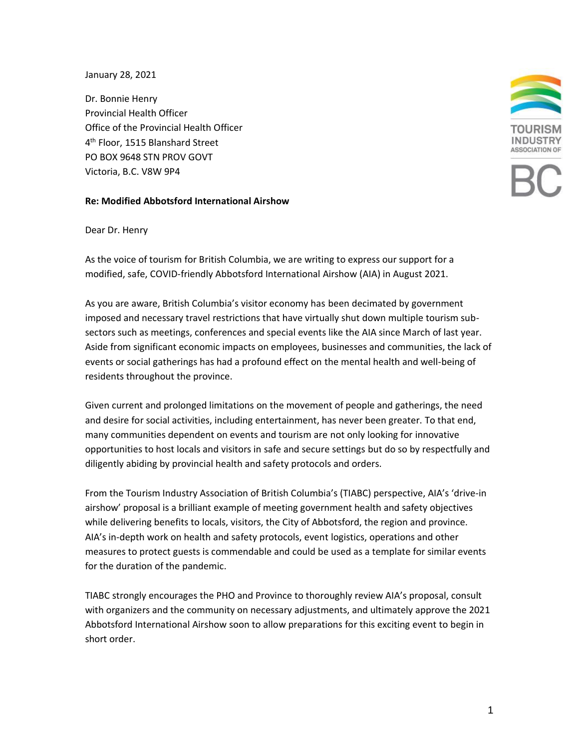January 28, 2021

Dr. Bonnie Henry
Provincial Health Officer
Office of the Provincial Health Officer
4th Floor, 1515 Blanshard Street
PO BOX 9648 STN PROV GOVT
Victoria, B.C. V8W 9P4

TOURISM INDUSTRY ASSOCIATION OF BC

**Re: Modified Abbotsford International Airshow**

Dear Dr. Henry

As the voice of tourism for British Columbia, we are writing to express our support for a modified, safe, COVID-friendly Abbotsford International Airshow (AIA) in August 2021.

As you are aware, British Columbia's visitor economy has been decimated by government imposed and necessary travel restrictions that have virtually shut down multiple tourism sub-sectors such as meetings, conferences and special events like the AIA since March of last year. Aside from significant economic impacts on employees, businesses and communities, the lack of events or social gatherings has had a profound effect on the mental health and well-being of residents throughout the province.

Given current and prolonged limitations on the movement of people and gatherings, the need and desire for social activities, including entertainment, has never been greater. To that end, many communities dependent on events and tourism are not only looking for innovative opportunities to host locals and visitors in safe and secure settings but do so by respectfully and diligently abiding by provincial health and safety protocols and orders.

From the Tourism Industry Association of British Columbia's (TIABC) perspective, AIA's 'drive-in airshow' proposal is a brilliant example of meeting government health and safety objectives while delivering benefits to locals, visitors, the City of Abbotsford, the region and province. AIA's in-depth work on health and safety protocols, event logistics, operations and other measures to protect guests is commendable and could be used as a template for similar events for the duration of the pandemic.

TIABC strongly encourages the PHO and Province to thoroughly review AIA's proposal, consult with organizers and the community on necessary adjustments, and ultimately approve the 2021 Abbotsford International Airshow soon to allow preparations for this exciting event to begin in short order.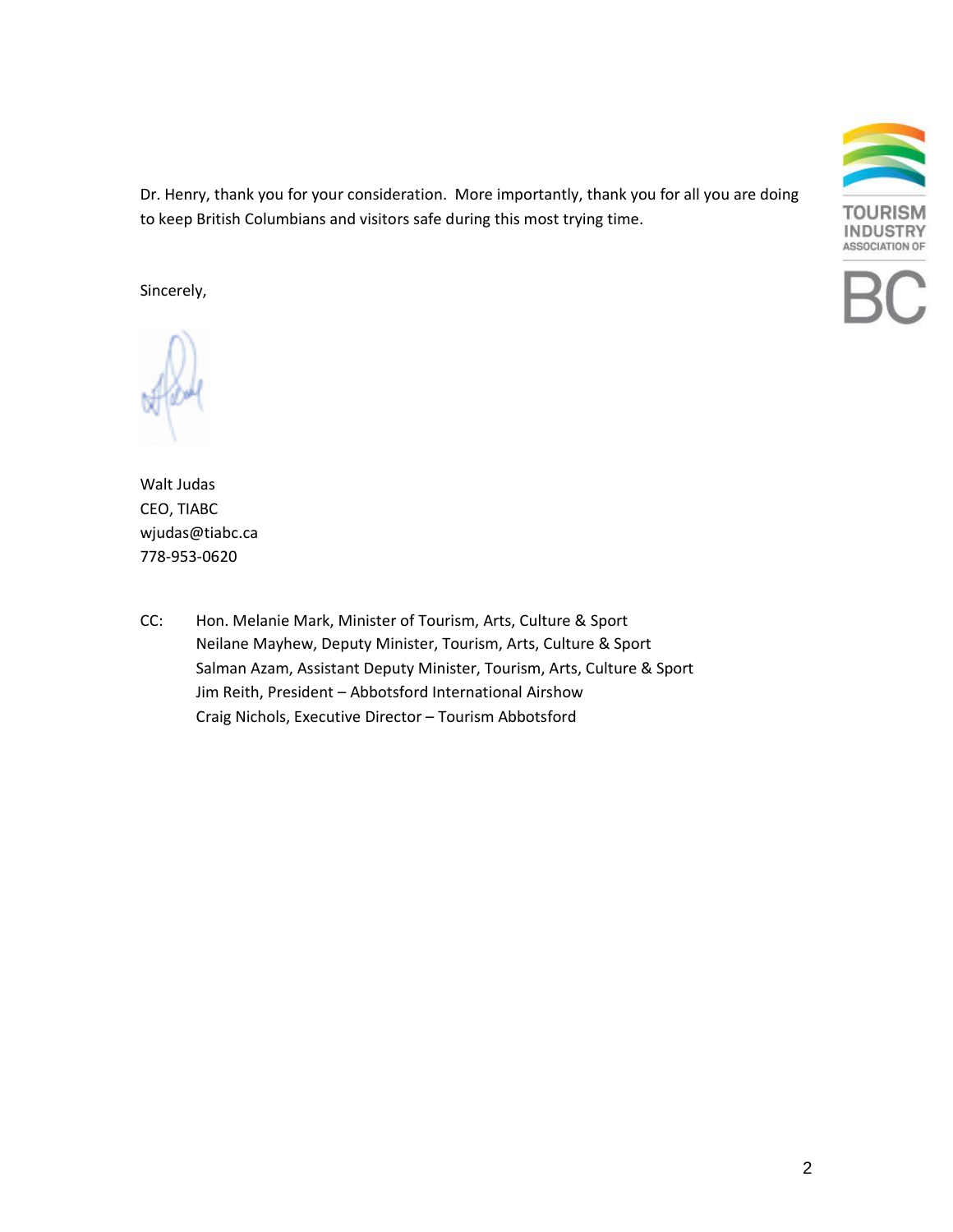Dr. Henry, thank you for your consideration. More importantly, thank you for all you are doing to keep British Columbians and visitors safe during this most trying time.

Sincerely,

Walt Judas
CEO, TIABC
wjudas@tiabc.ca
778-953-0620

CC: Hon. Melanie Mark, Minister of Tourism, Arts, Culture & Sport
Neilane Mayhew, Deputy Minister, Tourism, Arts, Culture & Sport
Salman Azam, Assistant Deputy Minister, Tourism, Arts, Culture & Sport
Jim Reith, President – Abbotsford International Airshow
Craig Nichols, Executive Director – Tourism Abbotsford